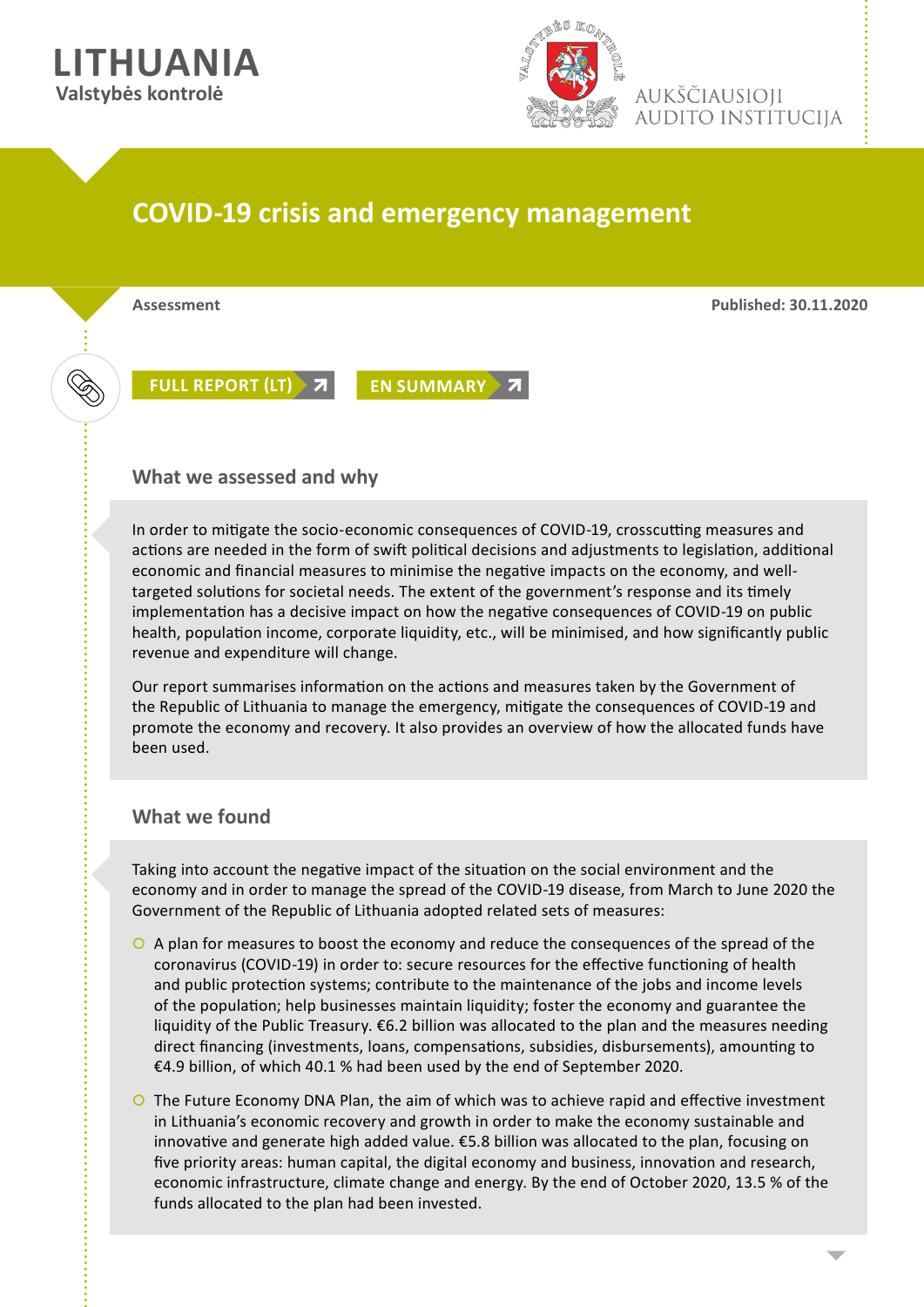**LITHUANIA**
**Valstybės kontrolė**

AUKŠČIAUSIOJI AUDITO INSTITUCIJA

# COVID-19 crisis and emergency management

**Assessment** **Published: 30.11.2020**

FULL REPORT (LT) EN SUMMARY

## What we assessed and why

In order to mitigate the socio-economic consequences of COVID-19, crosscutting measures and actions are needed in the form of swift political decisions and adjustments to legislation, additional economic and financial measures to minimise the negative impacts on the economy, and well-targeted solutions for societal needs. The extent of the government's response and its timely implementation has a decisive impact on how the negative consequences of COVID-19 on public health, population income, corporate liquidity, etc., will be minimised, and how significantly public revenue and expenditure will change.

Our report summarises information on the actions and measures taken by the Government of the Republic of Lithuania to manage the emergency, mitigate the consequences of COVID-19 and promote the economy and recovery. It also provides an overview of how the allocated funds have been used.

## What we found

Taking into account the negative impact of the situation on the social environment and the economy and in order to manage the spread of the COVID-19 disease, from March to June 2020 the Government of the Republic of Lithuania adopted related sets of measures:

- A plan for measures to boost the economy and reduce the consequences of the spread of the coronavirus (COVID-19) in order to: secure resources for the effective functioning of health and public protection systems; contribute to the maintenance of the jobs and income levels of the population; help businesses maintain liquidity; foster the economy and guarantee the liquidity of the Public Treasury. €6.2 billion was allocated to the plan and the measures needing direct financing (investments, loans, compensations, subsidies, disbursements), amounting to €4.9 billion, of which 40.1 % had been used by the end of September 2020.
- The Future Economy DNA Plan, the aim of which was to achieve rapid and effective investment in Lithuania's economic recovery and growth in order to make the economy sustainable and innovative and generate high added value. €5.8 billion was allocated to the plan, focusing on five priority areas: human capital, the digital economy and business, innovation and research, economic infrastructure, climate change and energy. By the end of October 2020, 13.5 % of the funds allocated to the plan had been invested.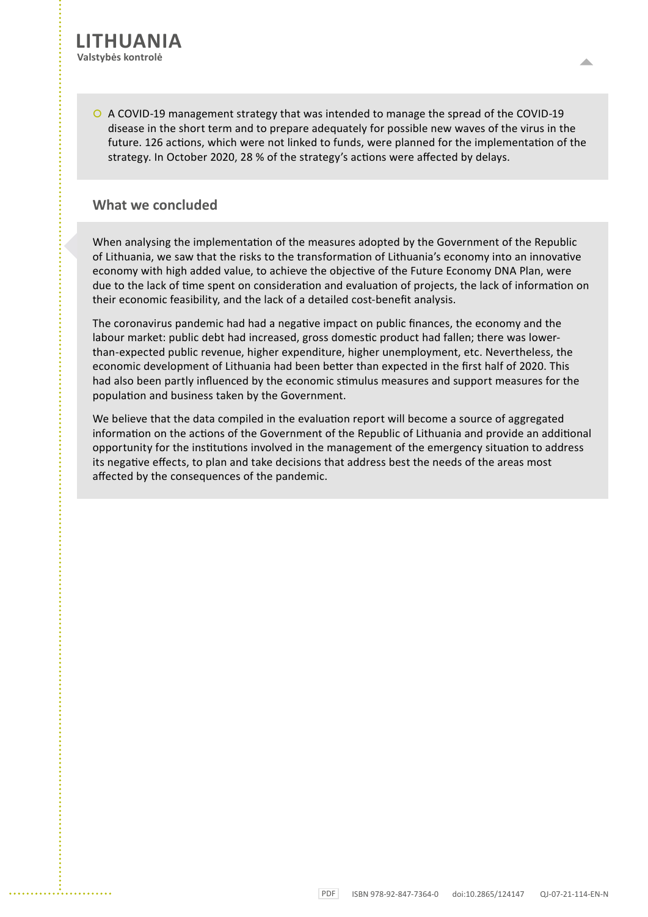- A COVID-19 management strategy that was intended to manage the spread of the COVID-19 disease in the short term and to prepare adequately for possible new waves of the virus in the future. 126 actions, which were not linked to funds, were planned for the implementation of the strategy. In October 2020, 28 % of the strategy's actions were affected by delays.

## What we concluded

When analysing the implementation of the measures adopted by the Government of the Republic of Lithuania, we saw that the risks to the transformation of Lithuania's economy into an innovative economy with high added value, to achieve the objective of the Future Economy DNA Plan, were due to the lack of time spent on consideration and evaluation of projects, the lack of information on their economic feasibility, and the lack of a detailed cost-benefit analysis.

The coronavirus pandemic had had a negative impact on public finances, the economy and the labour market: public debt had increased, gross domestic product had fallen; there was lower-than-expected public revenue, higher expenditure, higher unemployment, etc. Nevertheless, the economic development of Lithuania had been better than expected in the first half of 2020. This had also been partly influenced by the economic stimulus measures and support measures for the population and business taken by the Government.

We believe that the data compiled in the evaluation report will become a source of aggregated information on the actions of the Government of the Republic of Lithuania and provide an additional opportunity for the institutions involved in the management of the emergency situation to address its negative effects, to plan and take decisions that address best the needs of the areas most affected by the consequences of the pandemic.